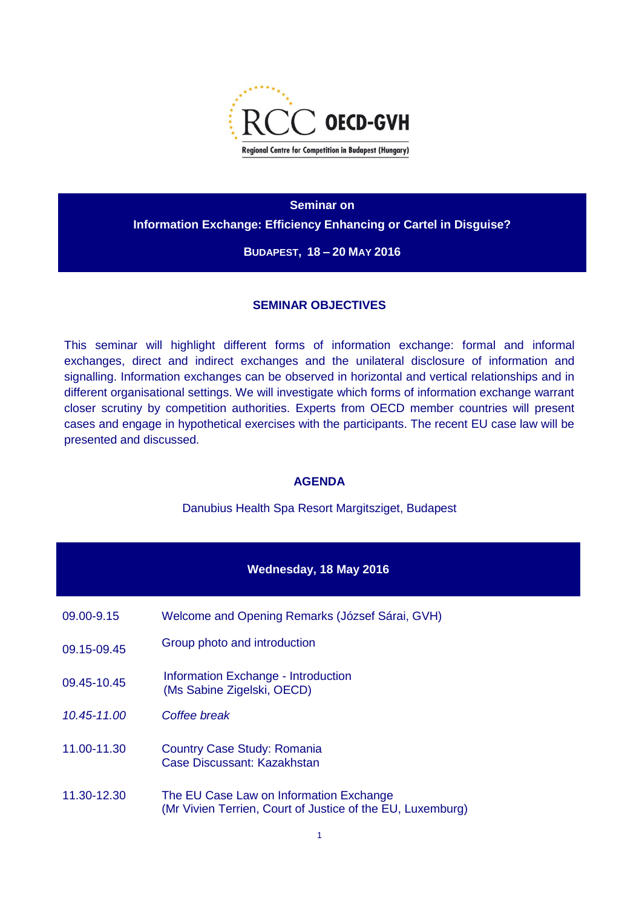RCC OECD-GVH

Regional Centre for Competition in Budapest (Hungary)

**Seminar on**

**Information Exchange: Efficiency Enhancing or Cartel in Disguise?**

**BUDAPEST, 18 – 20 MAY 2016**

## SEMINAR OBJECTIVES

This seminar will highlight different forms of information exchange: formal and informal exchanges, direct and indirect exchanges and the unilateral disclosure of information and signalling. Information exchanges can be observed in horizontal and vertical relationships and in different organisational settings. We will investigate which forms of information exchange warrant closer scrutiny by competition authorities. Experts from OECD member countries will present cases and engage in hypothetical exercises with the participants. The recent EU case law will be presented and discussed.

## AGENDA

Danubius Health Spa Resort Margitsziget, Budapest

### Wednesday, 18 May 2016

| | |
|---|---|
| 09.00-9.15 | Welcome and Opening Remarks (József Sárai, GVH) |
| 09.15-09.45 | Group photo and introduction |
| 09.45-10.45 | Information Exchange - Introduction<br>(Ms Sabine Zigelski, OECD) |
| *10.45-11.00* | *Coffee break* |
| 11.00-11.30 | Country Case Study: Romania<br>Case Discussant: Kazakhstan |
| 11.30-12.30 | The EU Case Law on Information Exchange<br>(Mr Vivien Terrien, Court of Justice of the EU, Luxemburg) |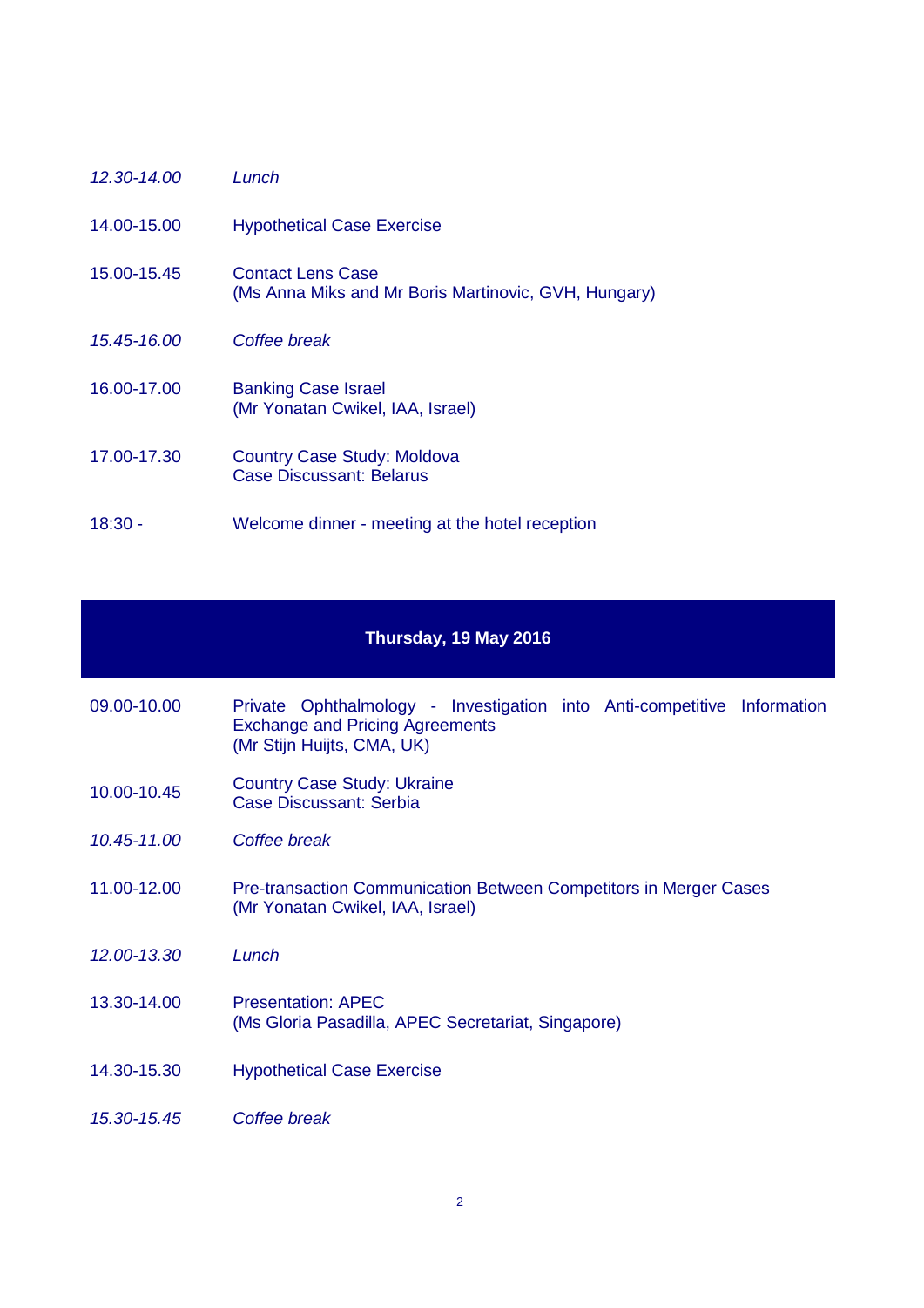*12.30-14.00* *Lunch*

14.00-15.00 Hypothetical Case Exercise

15.00-15.45 Contact Lens Case
(Ms Anna Miks and Mr Boris Martinovic, GVH, Hungary)

*15.45-16.00* *Coffee break*

16.00-17.00 Banking Case Israel
(Mr Yonatan Cwikel, IAA, Israel)

17.00-17.30 Country Case Study: Moldova
Case Discussant: Belarus

18:30 - Welcome dinner - meeting at the hotel reception

## Thursday, 19 May 2016

09.00-10.00 Private Ophthalmology - Investigation into Anti-competitive Information Exchange and Pricing Agreements
(Mr Stijn Huijts, CMA, UK)

10.00-10.45 Country Case Study: Ukraine
Case Discussant: Serbia

*10.45-11.00* *Coffee break*

11.00-12.00 Pre-transaction Communication Between Competitors in Merger Cases
(Mr Yonatan Cwikel, IAA, Israel)

*12.00-13.30* *Lunch*

13.30-14.00 Presentation: APEC
(Ms Gloria Pasadilla, APEC Secretariat, Singapore)

14.30-15.30 Hypothetical Case Exercise

*15.30-15.45* *Coffee break*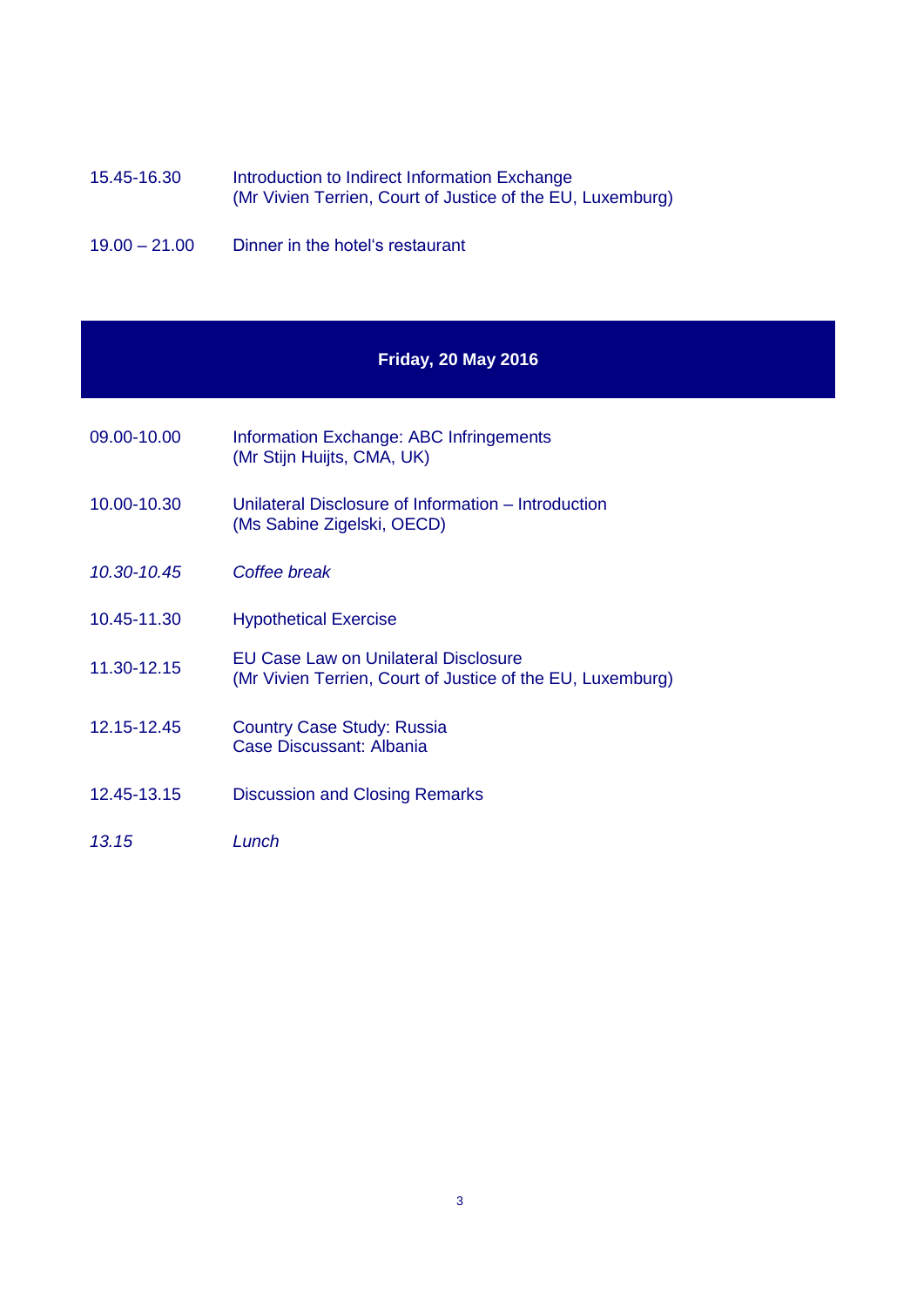| | |
|---|---|
| 15.45-16.30 | Introduction to Indirect Information Exchange<br>(Mr Vivien Terrien, Court of Justice of the EU, Luxemburg) |
| 19.00 – 21.00 | Dinner in the hotel's restaurant |

## Friday, 20 May 2016

| | |
|---|---|
| 09.00-10.00 | Information Exchange: ABC Infringements<br>(Mr Stijn Huijts, CMA, UK) |
| 10.00-10.30 | Unilateral Disclosure of Information – Introduction<br>(Ms Sabine Zigelski, OECD) |
| *10.30-10.45* | *Coffee break* |
| 10.45-11.30 | Hypothetical Exercise |
| 11.30-12.15 | EU Case Law on Unilateral Disclosure<br>(Mr Vivien Terrien, Court of Justice of the EU, Luxemburg) |
| 12.15-12.45 | Country Case Study: Russia<br>Case Discussant: Albania |
| 12.45-13.15 | Discussion and Closing Remarks |
| *13.15* | *Lunch* |